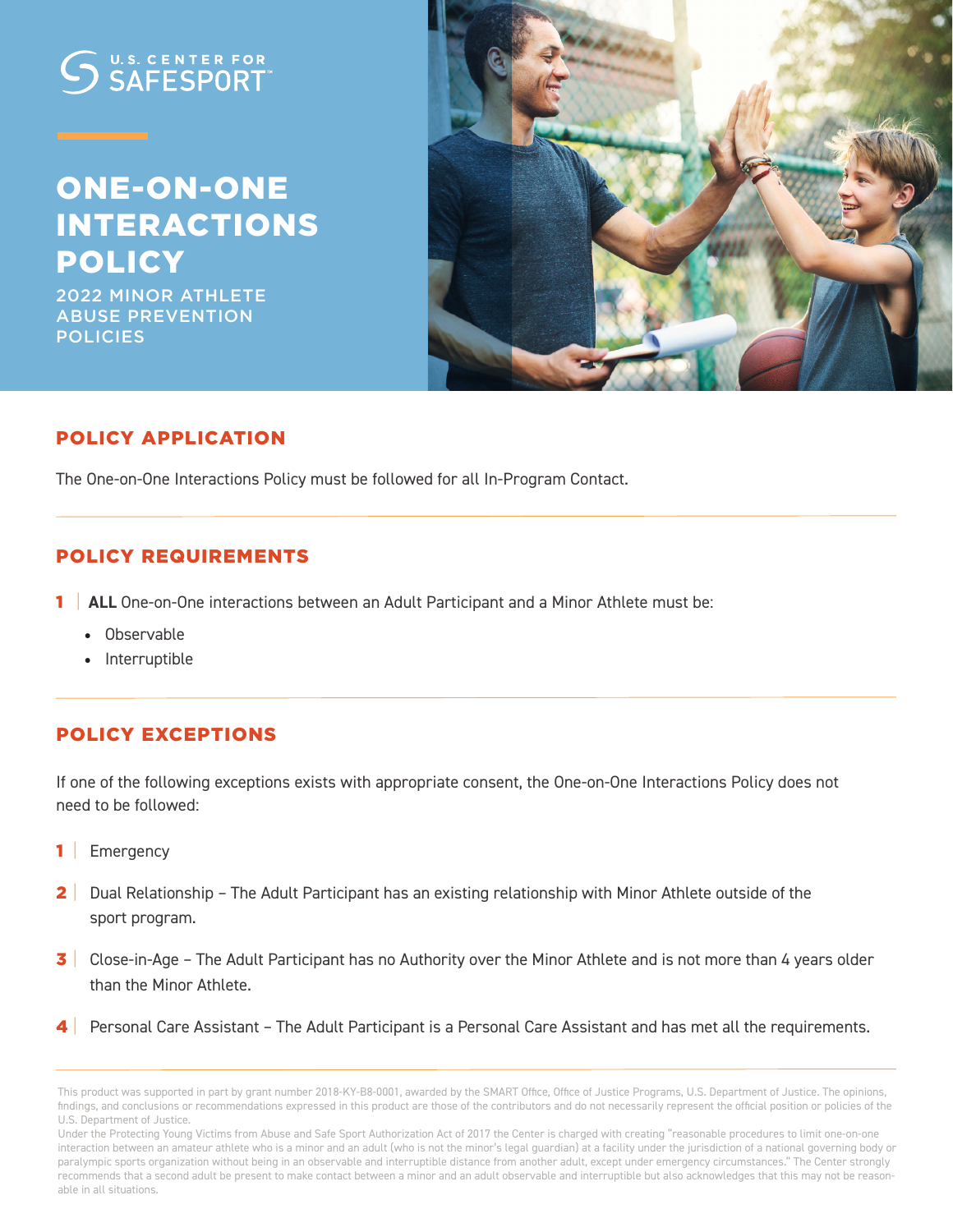U.S. CENTER FOR SAFESPORT™

# ONE-ON-ONE INTERACTIONS POLICY

2022 MINOR ATHLETE ABUSE PREVENTION POLICIES

## POLICY APPLICATION

The One-on-One Interactions Policy must be followed for all In-Program Contact.

## POLICY REQUIREMENTS

1. **ALL** One-on-One interactions between an Adult Participant and a Minor Athlete must be:
   - Observable
   - Interruptible

## POLICY EXCEPTIONS

If one of the following exceptions exists with appropriate consent, the One-on-One Interactions Policy does not need to be followed:

1. Emergency
2. Dual Relationship – The Adult Participant has an existing relationship with Minor Athlete outside of the sport program.
3. Close-in-Age – The Adult Participant has no Authority over the Minor Athlete and is not more than 4 years older than the Minor Athlete.
4. Personal Care Assistant – The Adult Participant is a Personal Care Assistant and has met all the requirements.

This product was supported in part by grant number 2018-KY-B8-0001, awarded by the SMART Office, Office of Justice Programs, U.S. Department of Justice. The opinions, findings, and conclusions or recommendations expressed in this product are those of the contributors and do not necessarily represent the official position or policies of the U.S. Department of Justice.

Under the Protecting Young Victims from Abuse and Safe Sport Authorization Act of 2017 the Center is charged with creating "reasonable procedures to limit one-on-one interaction between an amateur athlete who is a minor and an adult (who is not the minor's legal guardian) at a facility under the jurisdiction of a national governing body or paralympic sports organization without being in an observable and interruptible distance from another adult, except under emergency circumstances." The Center strongly recommends that a second adult be present to make contact between a minor and an adult observable and interruptible but also acknowledges that this may not be reasonable in all situations.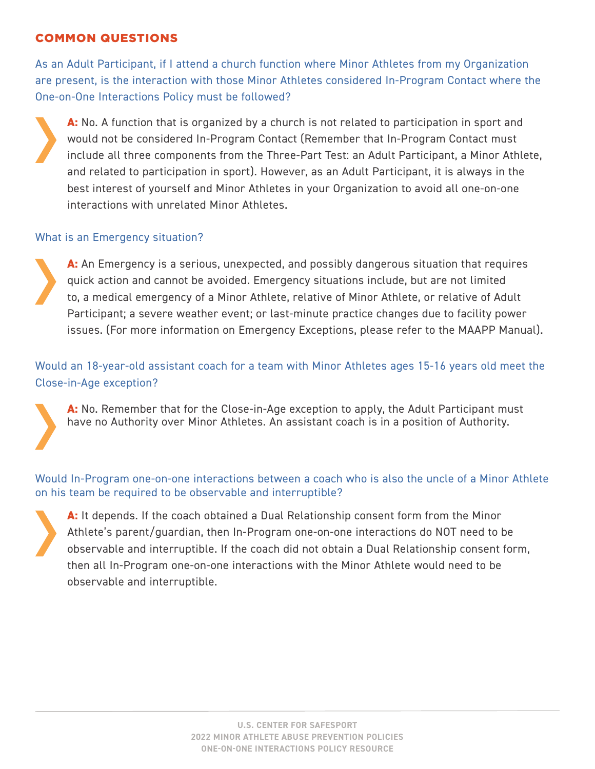## COMMON QUESTIONS

As an Adult Participant, if I attend a church function where Minor Athletes from my Organization are present, is the interaction with those Minor Athletes considered In-Program Contact where the One-on-One Interactions Policy must be followed?

**A:** No. A function that is organized by a church is not related to participation in sport and would not be considered In-Program Contact (Remember that In-Program Contact must include all three components from the Three-Part Test: an Adult Participant, a Minor Athlete, and related to participation in sport). However, as an Adult Participant, it is always in the best interest of yourself and Minor Athletes in your Organization to avoid all one-on-one interactions with unrelated Minor Athletes.

What is an Emergency situation?

**A:** An Emergency is a serious, unexpected, and possibly dangerous situation that requires quick action and cannot be avoided. Emergency situations include, but are not limited to, a medical emergency of a Minor Athlete, relative of Minor Athlete, or relative of Adult Participant; a severe weather event; or last-minute practice changes due to facility power issues. (For more information on Emergency Exceptions, please refer to the MAAPP Manual).

Would an 18-year-old assistant coach for a team with Minor Athletes ages 15-16 years old meet the Close-in-Age exception?

**A:** No. Remember that for the Close-in-Age exception to apply, the Adult Participant must have no Authority over Minor Athletes. An assistant coach is in a position of Authority.

Would In-Program one-on-one interactions between a coach who is also the uncle of a Minor Athlete on his team be required to be observable and interruptible?

**A:** It depends. If the coach obtained a Dual Relationship consent form from the Minor Athlete's parent/guardian, then In-Program one-on-one interactions do NOT need to be observable and interruptible. If the coach did not obtain a Dual Relationship consent form, then all In-Program one-on-one interactions with the Minor Athlete would need to be observable and interruptible.